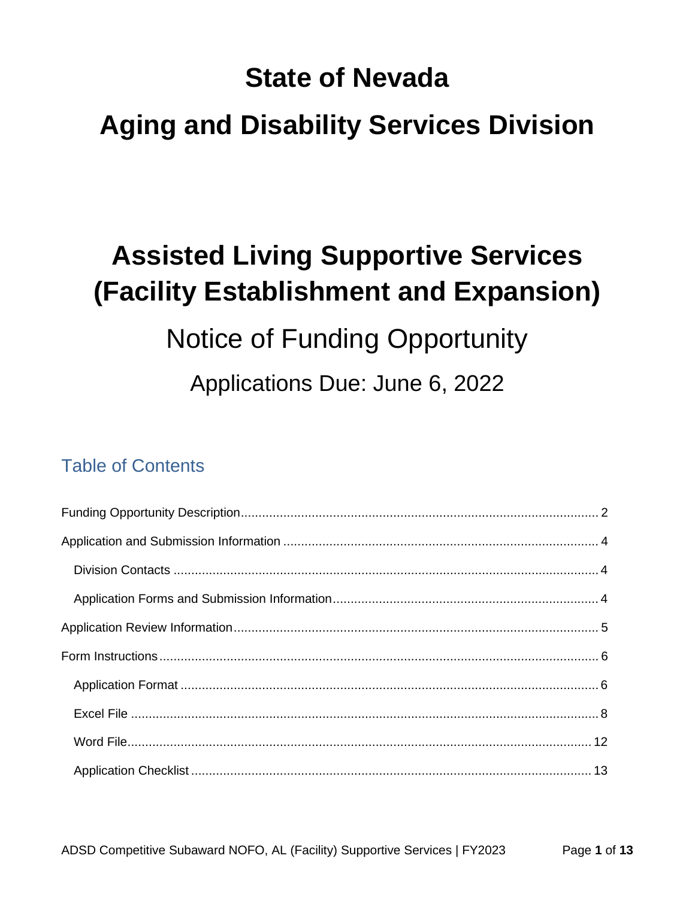# State of Nevada

# Aging and Disability Services Division

# Assisted Living Supportive Services (Facility Establishment and Expansion)

## Notice of Funding Opportunity

### Applications Due: June 6, 2022

## Table of Contents

Funding Opportunity Description .......... 2

Application and Submission Information .......... 4

- Division Contacts .......... 4
- Application Forms and Submission Information .......... 4

Application Review Information .......... 5

Form Instructions .......... 6

- Application Format .......... 6
- Excel File .......... 8
- Word File .......... 12
- Application Checklist .......... 13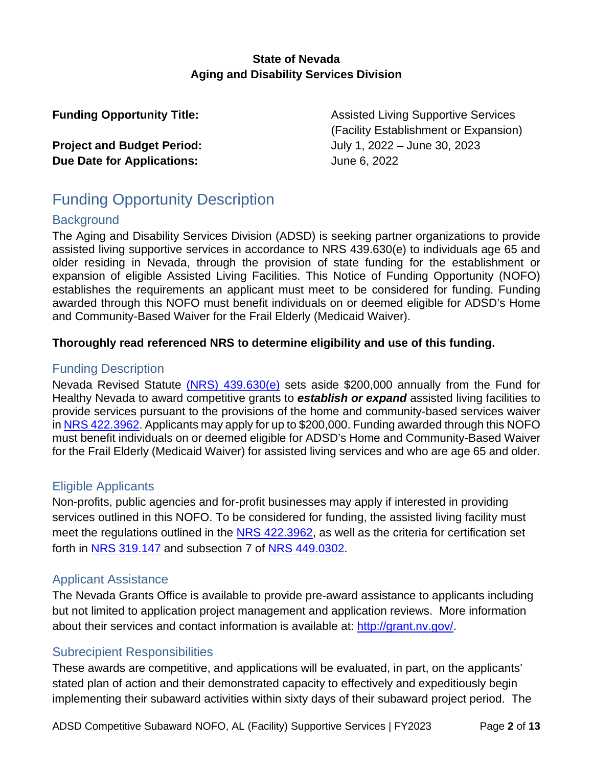**State of Nevada**
**Aging and Disability Services Division**

**Funding Opportunity Title:** Assisted Living Supportive Services (Facility Establishment or Expansion)
**Project and Budget Period:** July 1, 2022 – June 30, 2023
**Due Date for Applications:** June 6, 2022

# Funding Opportunity Description

## Background

The Aging and Disability Services Division (ADSD) is seeking partner organizations to provide assisted living supportive services in accordance to NRS 439.630(e) to individuals age 65 and older residing in Nevada, through the provision of state funding for the establishment or expansion of eligible Assisted Living Facilities. This Notice of Funding Opportunity (NOFO) establishes the requirements an applicant must meet to be considered for funding. Funding awarded through this NOFO must benefit individuals on or deemed eligible for ADSD's Home and Community-Based Waiver for the Frail Elderly (Medicaid Waiver).

**Thoroughly read referenced NRS to determine eligibility and use of this funding.**

## Funding Description

Nevada Revised Statute (NRS) 439.630(e) sets aside $200,000 annually from the Fund for Healthy Nevada to award competitive grants to ***establish or expand*** assisted living facilities to provide services pursuant to the provisions of the home and community-based services waiver in NRS 422.3962. Applicants may apply for up to $200,000. Funding awarded through this NOFO must benefit individuals on or deemed eligible for ADSD's Home and Community-Based Waiver for the Frail Elderly (Medicaid Waiver) for assisted living services and who are age 65 and older.

## Eligible Applicants

Non-profits, public agencies and for-profit businesses may apply if interested in providing services outlined in this NOFO. To be considered for funding, the assisted living facility must meet the regulations outlined in the NRS 422.3962, as well as the criteria for certification set forth in NRS 319.147 and subsection 7 of NRS 449.0302.

## Applicant Assistance

The Nevada Grants Office is available to provide pre-award assistance to applicants including but not limited to application project management and application reviews. More information about their services and contact information is available at: http://grant.nv.gov/.

## Subrecipient Responsibilities

These awards are competitive, and applications will be evaluated, in part, on the applicants' stated plan of action and their demonstrated capacity to effectively and expeditiously begin implementing their subaward activities within sixty days of their subaward project period. The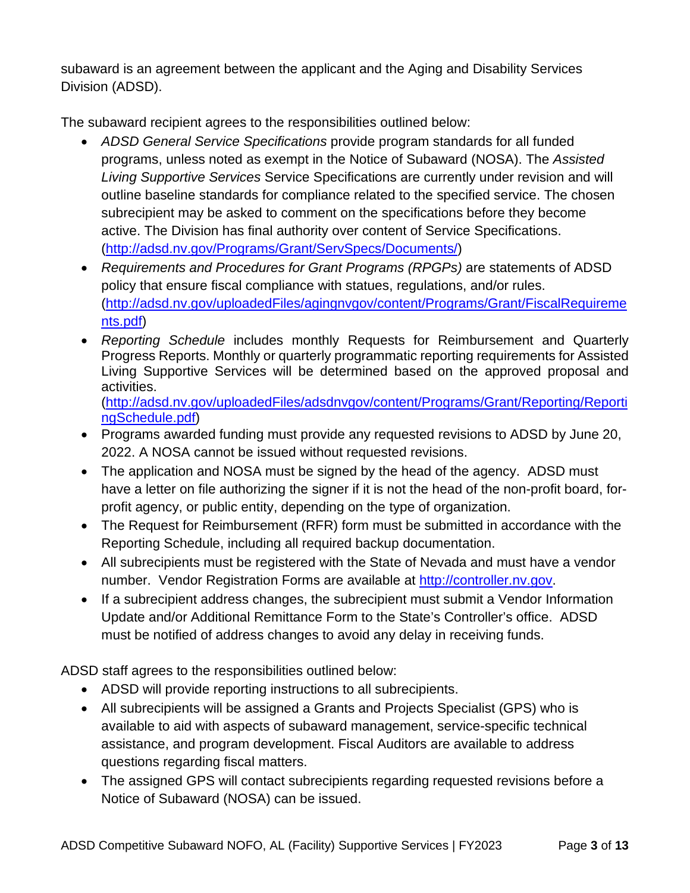subaward is an agreement between the applicant and the Aging and Disability Services Division (ADSD).

The subaward recipient agrees to the responsibilities outlined below:

- *ADSD General Service Specifications* provide program standards for all funded programs, unless noted as exempt in the Notice of Subaward (NOSA). The *Assisted Living Supportive Services* Service Specifications are currently under revision and will outline baseline standards for compliance related to the specified service. The chosen subrecipient may be asked to comment on the specifications before they become active. The Division has final authority over content of Service Specifications. (http://adsd.nv.gov/Programs/Grant/ServSpecs/Documents/)
- *Requirements and Procedures for Grant Programs (RPGPs)* are statements of ADSD policy that ensure fiscal compliance with statues, regulations, and/or rules. (http://adsd.nv.gov/uploadedFiles/agingnvgov/content/Programs/Grant/FiscalRequirements.pdf)
- *Reporting Schedule* includes monthly Requests for Reimbursement and Quarterly Progress Reports. Monthly or quarterly programmatic reporting requirements for Assisted Living Supportive Services will be determined based on the approved proposal and activities. (http://adsd.nv.gov/uploadedFiles/adsdnvgov/content/Programs/Grant/Reporting/ReportingSchedule.pdf)
- Programs awarded funding must provide any requested revisions to ADSD by June 20, 2022. A NOSA cannot be issued without requested revisions.
- The application and NOSA must be signed by the head of the agency. ADSD must have a letter on file authorizing the signer if it is not the head of the non-profit board, for-profit agency, or public entity, depending on the type of organization.
- The Request for Reimbursement (RFR) form must be submitted in accordance with the Reporting Schedule, including all required backup documentation.
- All subrecipients must be registered with the State of Nevada and must have a vendor number. Vendor Registration Forms are available at http://controller.nv.gov.
- If a subrecipient address changes, the subrecipient must submit a Vendor Information Update and/or Additional Remittance Form to the State's Controller's office. ADSD must be notified of address changes to avoid any delay in receiving funds.

ADSD staff agrees to the responsibilities outlined below:

- ADSD will provide reporting instructions to all subrecipients.
- All subrecipients will be assigned a Grants and Projects Specialist (GPS) who is available to aid with aspects of subaward management, service-specific technical assistance, and program development. Fiscal Auditors are available to address questions regarding fiscal matters.
- The assigned GPS will contact subrecipients regarding requested revisions before a Notice of Subaward (NOSA) can be issued.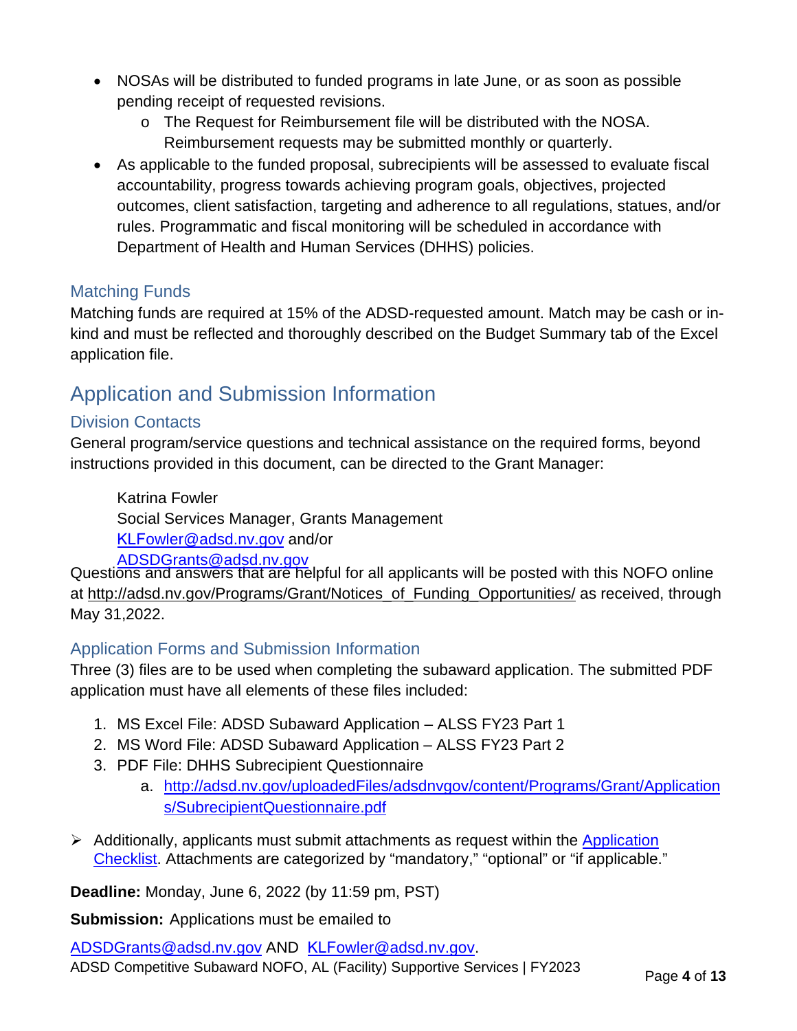- NOSAs will be distributed to funded programs in late June, or as soon as possible pending receipt of requested revisions.
  - The Request for Reimbursement file will be distributed with the NOSA. Reimbursement requests may be submitted monthly or quarterly.
- As applicable to the funded proposal, subrecipients will be assessed to evaluate fiscal accountability, progress towards achieving program goals, objectives, projected outcomes, client satisfaction, targeting and adherence to all regulations, statues, and/or rules. Programmatic and fiscal monitoring will be scheduled in accordance with Department of Health and Human Services (DHHS) policies.

### Matching Funds

Matching funds are required at 15% of the ADSD-requested amount. Match may be cash or in-kind and must be reflected and thoroughly described on the Budget Summary tab of the Excel application file.

## Application and Submission Information

### Division Contacts

General program/service questions and technical assistance on the required forms, beyond instructions provided in this document, can be directed to the Grant Manager:

Katrina Fowler
Social Services Manager, Grants Management
KLFowler@adsd.nv.gov and/or
ADSDGrants@adsd.nv.gov

Questions and answers that are helpful for all applicants will be posted with this NOFO online at http://adsd.nv.gov/Programs/Grant/Notices_of_Funding_Opportunities/ as received, through May 31,2022.

### Application Forms and Submission Information

Three (3) files are to be used when completing the subaward application. The submitted PDF application must have all elements of these files included:

1. MS Excel File: ADSD Subaward Application – ALSS FY23 Part 1
2. MS Word File: ADSD Subaward Application – ALSS FY23 Part 2
3. PDF File: DHHS Subrecipient Questionnaire
   a. http://adsd.nv.gov/uploadedFiles/adsdnvgov/content/Programs/Grant/Applications/SubrecipientQuestionnaire.pdf

- Additionally, applicants must submit attachments as request within the Application Checklist. Attachments are categorized by "mandatory," "optional" or "if applicable."

**Deadline:** Monday, June 6, 2022 (by 11:59 pm, PST)

**Submission:** Applications must be emailed to

ADSDGrants@adsd.nv.gov AND KLFowler@adsd.nv.gov.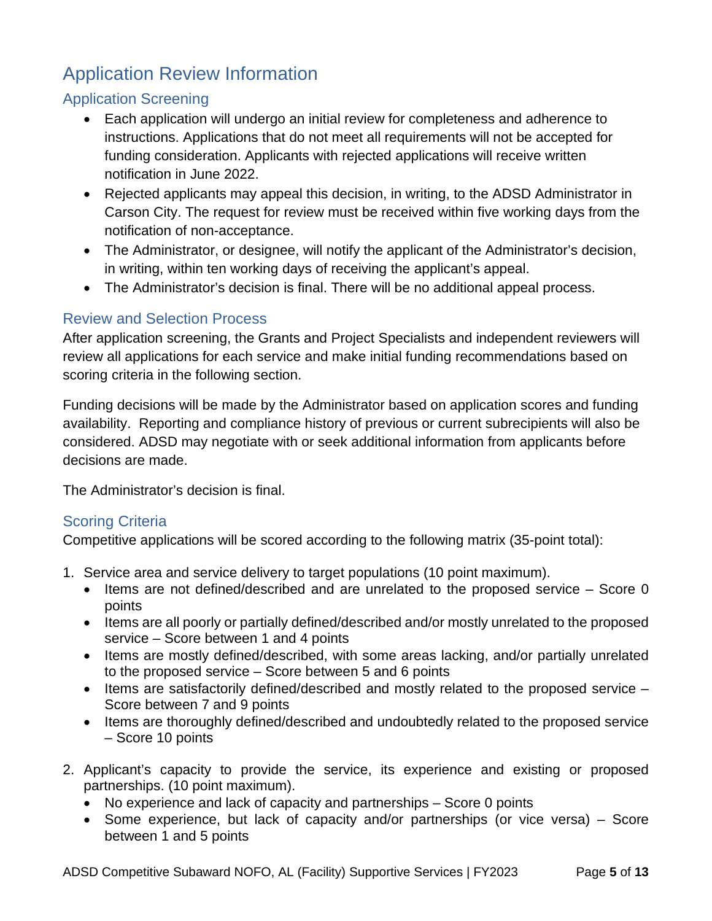# Application Review Information

## Application Screening

- Each application will undergo an initial review for completeness and adherence to instructions. Applications that do not meet all requirements will not be accepted for funding consideration. Applicants with rejected applications will receive written notification in June 2022.
- Rejected applicants may appeal this decision, in writing, to the ADSD Administrator in Carson City. The request for review must be received within five working days from the notification of non-acceptance.
- The Administrator, or designee, will notify the applicant of the Administrator's decision, in writing, within ten working days of receiving the applicant's appeal.
- The Administrator's decision is final. There will be no additional appeal process.

## Review and Selection Process

After application screening, the Grants and Project Specialists and independent reviewers will review all applications for each service and make initial funding recommendations based on scoring criteria in the following section.

Funding decisions will be made by the Administrator based on application scores and funding availability. Reporting and compliance history of previous or current subrecipients will also be considered. ADSD may negotiate with or seek additional information from applicants before decisions are made.

The Administrator's decision is final.

## Scoring Criteria

Competitive applications will be scored according to the following matrix (35-point total):

1. Service area and service delivery to target populations (10 point maximum).
   - Items are not defined/described and are unrelated to the proposed service – Score 0 points
   - Items are all poorly or partially defined/described and/or mostly unrelated to the proposed service – Score between 1 and 4 points
   - Items are mostly defined/described, with some areas lacking, and/or partially unrelated to the proposed service – Score between 5 and 6 points
   - Items are satisfactorily defined/described and mostly related to the proposed service – Score between 7 and 9 points
   - Items are thoroughly defined/described and undoubtedly related to the proposed service – Score 10 points

2. Applicant's capacity to provide the service, its experience and existing or proposed partnerships. (10 point maximum).
   - No experience and lack of capacity and partnerships – Score 0 points
   - Some experience, but lack of capacity and/or partnerships (or vice versa) – Score between 1 and 5 points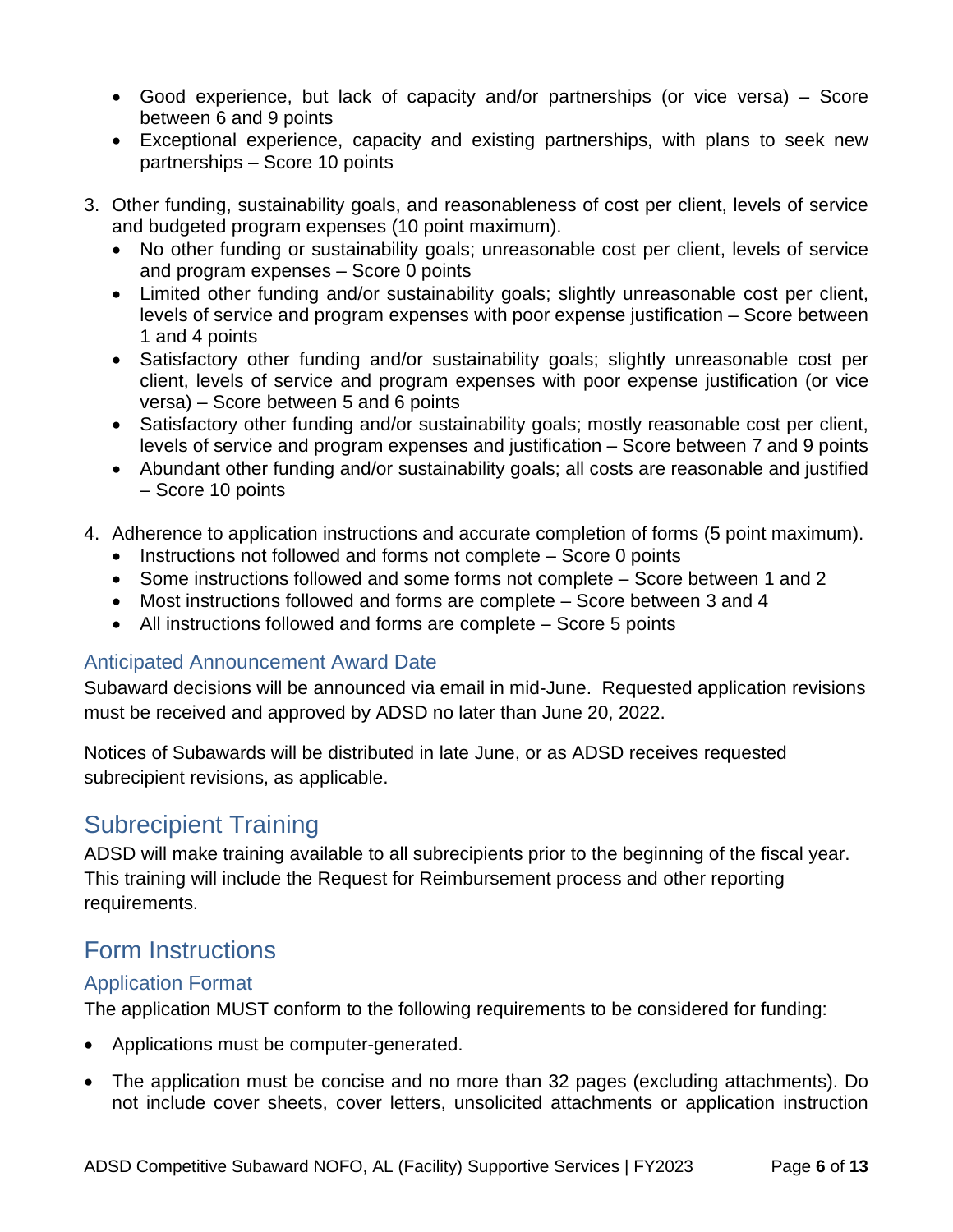- Good experience, but lack of capacity and/or partnerships (or vice versa) – Score between 6 and 9 points
- Exceptional experience, capacity and existing partnerships, with plans to seek new partnerships – Score 10 points

3. Other funding, sustainability goals, and reasonableness of cost per client, levels of service and budgeted program expenses (10 point maximum).
   - No other funding or sustainability goals; unreasonable cost per client, levels of service and program expenses – Score 0 points
   - Limited other funding and/or sustainability goals; slightly unreasonable cost per client, levels of service and program expenses with poor expense justification – Score between 1 and 4 points
   - Satisfactory other funding and/or sustainability goals; slightly unreasonable cost per client, levels of service and program expenses with poor expense justification (or vice versa) – Score between 5 and 6 points
   - Satisfactory other funding and/or sustainability goals; mostly reasonable cost per client, levels of service and program expenses and justification – Score between 7 and 9 points
   - Abundant other funding and/or sustainability goals; all costs are reasonable and justified – Score 10 points

4. Adherence to application instructions and accurate completion of forms (5 point maximum).
   - Instructions not followed and forms not complete – Score 0 points
   - Some instructions followed and some forms not complete – Score between 1 and 2
   - Most instructions followed and forms are complete – Score between 3 and 4
   - All instructions followed and forms are complete – Score 5 points

### Anticipated Announcement Award Date

Subaward decisions will be announced via email in mid-June. Requested application revisions must be received and approved by ADSD no later than June 20, 2022.

Notices of Subawards will be distributed in late June, or as ADSD receives requested subrecipient revisions, as applicable.

## Subrecipient Training

ADSD will make training available to all subrecipients prior to the beginning of the fiscal year. This training will include the Request for Reimbursement process and other reporting requirements.

## Form Instructions

### Application Format

The application MUST conform to the following requirements to be considered for funding:

- Applications must be computer-generated.
- The application must be concise and no more than 32 pages (excluding attachments). Do not include cover sheets, cover letters, unsolicited attachments or application instruction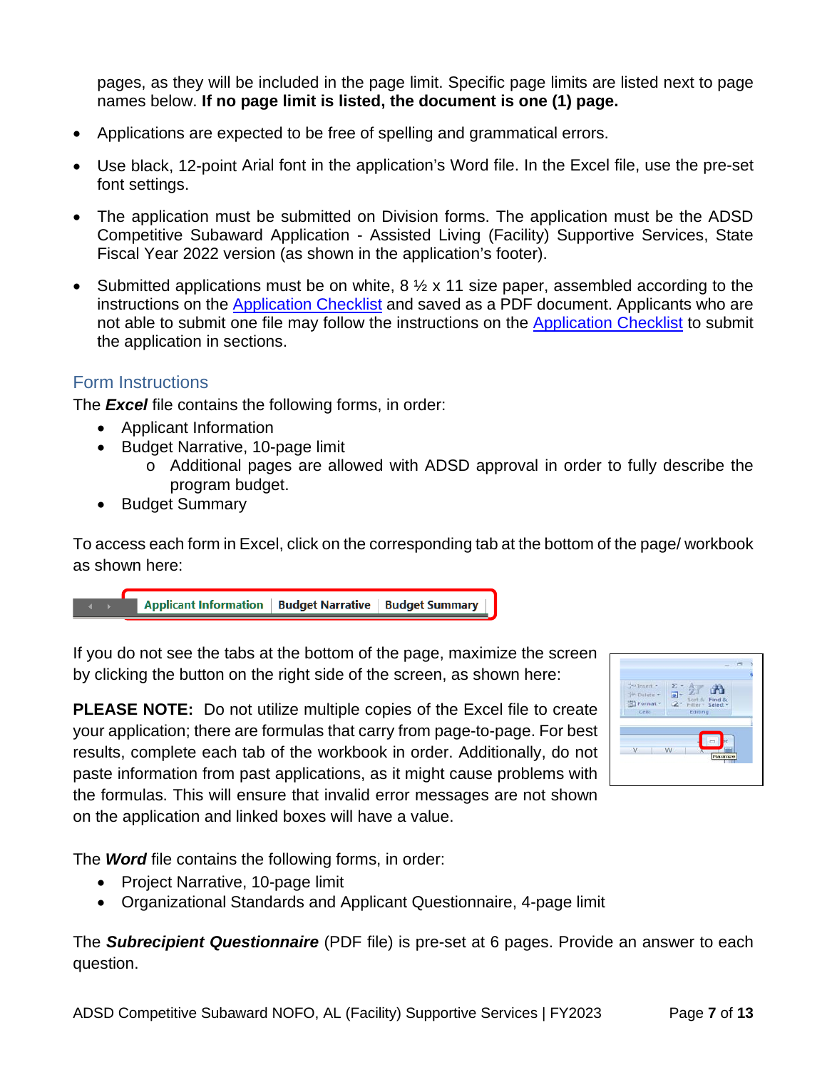pages, as they will be included in the page limit. Specific page limits are listed next to page names below. **If no page limit is listed, the document is one (1) page.**

- Applications are expected to be free of spelling and grammatical errors.
- Use black, 12-point Arial font in the application's Word file. In the Excel file, use the pre-set font settings.
- The application must be submitted on Division forms. The application must be the ADSD Competitive Subaward Application - Assisted Living (Facility) Supportive Services, State Fiscal Year 2022 version (as shown in the application's footer).
- Submitted applications must be on white, 8 ½ x 11 size paper, assembled according to the instructions on the Application Checklist and saved as a PDF document. Applicants who are not able to submit one file may follow the instructions on the Application Checklist to submit the application in sections.

## Form Instructions

The ***Excel*** file contains the following forms, in order:

- Applicant Information
- Budget Narrative, 10-page limit
  - Additional pages are allowed with ADSD approval in order to fully describe the program budget.
- Budget Summary

To access each form in Excel, click on the corresponding tab at the bottom of the page/ workbook as shown here:

If you do not see the tabs at the bottom of the page, maximize the screen by clicking the button on the right side of the screen, as shown here:

**PLEASE NOTE:** Do not utilize multiple copies of the Excel file to create your application; there are formulas that carry from page-to-page. For best results, complete each tab of the workbook in order. Additionally, do not paste information from past applications, as it might cause problems with the formulas. This will ensure that invalid error messages are not shown on the application and linked boxes will have a value.

The ***Word*** file contains the following forms, in order:

- Project Narrative, 10-page limit
- Organizational Standards and Applicant Questionnaire, 4-page limit

The ***Subrecipient Questionnaire*** (PDF file) is pre-set at 6 pages. Provide an answer to each question.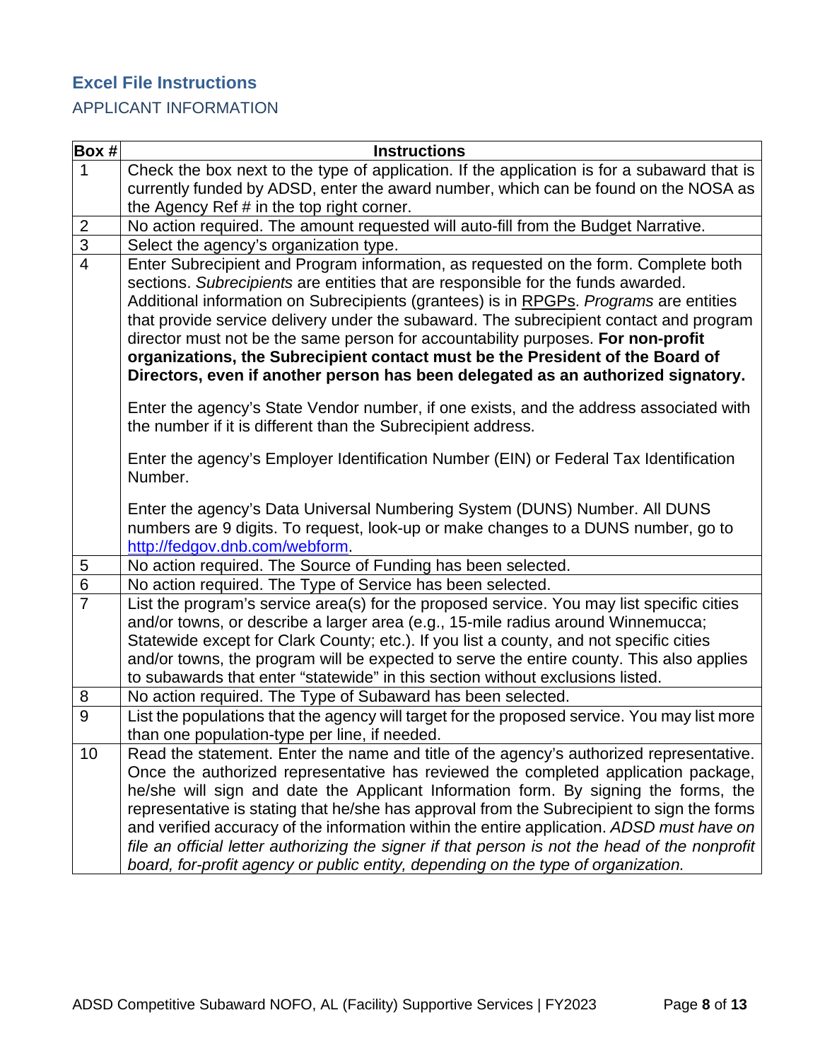## Excel File Instructions

### APPLICANT INFORMATION

| Box # | Instructions |
|---|---|
| 1 | Check the box next to the type of application. If the application is for a subaward that is currently funded by ADSD, enter the award number, which can be found on the NOSA as the Agency Ref # in the top right corner. |
| 2 | No action required. The amount requested will auto-fill from the Budget Narrative. |
| 3 | Select the agency's organization type. |
| 4 | Enter Subrecipient and Program information, as requested on the form. Complete both sections. *Subrecipients* are entities that are responsible for the funds awarded. Additional information on Subrecipients (grantees) is in RPGPs. *Programs* are entities that provide service delivery under the subaward. The subrecipient contact and program director must not be the same person for accountability purposes. **For non-profit organizations, the Subrecipient contact must be the President of the Board of Directors, even if another person has been delegated as an authorized signatory.**<br><br>Enter the agency's State Vendor number, if one exists, and the address associated with the number if it is different than the Subrecipient address.<br><br>Enter the agency's Employer Identification Number (EIN) or Federal Tax Identification Number.<br><br>Enter the agency's Data Universal Numbering System (DUNS) Number. All DUNS numbers are 9 digits. To request, look-up or make changes to a DUNS number, go to http://fedgov.dnb.com/webform. |
| 5 | No action required. The Source of Funding has been selected. |
| 6 | No action required. The Type of Service has been selected. |
| 7 | List the program's service area(s) for the proposed service. You may list specific cities and/or towns, or describe a larger area (e.g., 15-mile radius around Winnemucca; Statewide except for Clark County; etc.). If you list a county, and not specific cities and/or towns, the program will be expected to serve the entire county. This also applies to subawards that enter "statewide" in this section without exclusions listed. |
| 8 | No action required. The Type of Subaward has been selected. |
| 9 | List the populations that the agency will target for the proposed service. You may list more than one population-type per line, if needed. |
| 10 | Read the statement. Enter the name and title of the agency's authorized representative. Once the authorized representative has reviewed the completed application package, he/she will sign and date the Applicant Information form. By signing the forms, the representative is stating that he/she has approval from the Subrecipient to sign the forms and verified accuracy of the information within the entire application. *ADSD must have on file an official letter authorizing the signer if that person is not the head of the nonprofit board, for-profit agency or public entity, depending on the type of organization.* |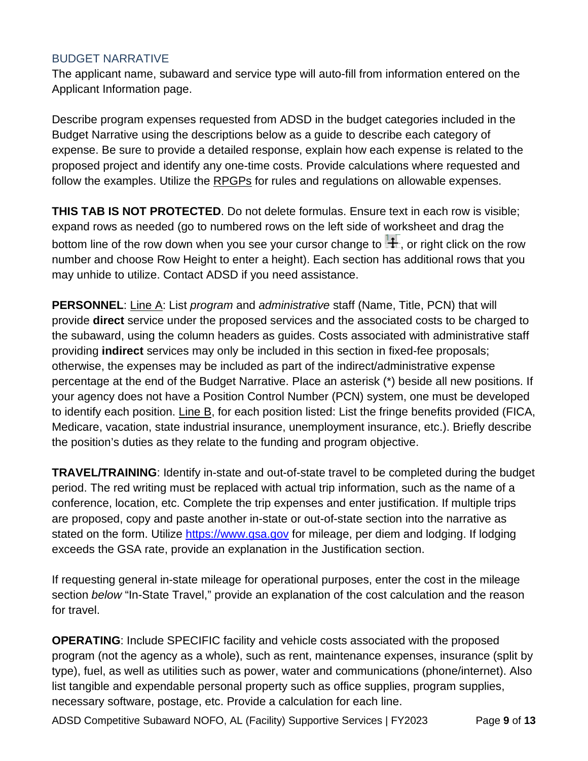## BUDGET NARRATIVE

The applicant name, subaward and service type will auto-fill from information entered on the Applicant Information page.

Describe program expenses requested from ADSD in the budget categories included in the Budget Narrative using the descriptions below as a guide to describe each category of expense. Be sure to provide a detailed response, explain how each expense is related to the proposed project and identify any one-time costs. Provide calculations where requested and follow the examples. Utilize the RPGPs for rules and regulations on allowable expenses.

**THIS TAB IS NOT PROTECTED**. Do not delete formulas. Ensure text in each row is visible; expand rows as needed (go to numbered rows on the left side of worksheet and drag the bottom line of the row down when you see your cursor change to ✛, or right click on the row number and choose Row Height to enter a height). Each section has additional rows that you may unhide to utilize. Contact ADSD if you need assistance.

**PERSONNEL**: Line A: List *program* and *administrative* staff (Name, Title, PCN) that will provide **direct** service under the proposed services and the associated costs to be charged to the subaward, using the column headers as guides. Costs associated with administrative staff providing **indirect** services may only be included in this section in fixed-fee proposals; otherwise, the expenses may be included as part of the indirect/administrative expense percentage at the end of the Budget Narrative. Place an asterisk (*) beside all new positions. If your agency does not have a Position Control Number (PCN) system, one must be developed to identify each position. Line B, for each position listed: List the fringe benefits provided (FICA, Medicare, vacation, state industrial insurance, unemployment insurance, etc.). Briefly describe the position's duties as they relate to the funding and program objective.

**TRAVEL/TRAINING**: Identify in-state and out-of-state travel to be completed during the budget period. The red writing must be replaced with actual trip information, such as the name of a conference, location, etc. Complete the trip expenses and enter justification. If multiple trips are proposed, copy and paste another in-state or out-of-state section into the narrative as stated on the form. Utilize https://www.gsa.gov for mileage, per diem and lodging. If lodging exceeds the GSA rate, provide an explanation in the Justification section.

If requesting general in-state mileage for operational purposes, enter the cost in the mileage section *below* "In-State Travel," provide an explanation of the cost calculation and the reason for travel.

**OPERATING**: Include SPECIFIC facility and vehicle costs associated with the proposed program (not the agency as a whole), such as rent, maintenance expenses, insurance (split by type), fuel, as well as utilities such as power, water and communications (phone/internet). Also list tangible and expendable personal property such as office supplies, program supplies, necessary software, postage, etc. Provide a calculation for each line.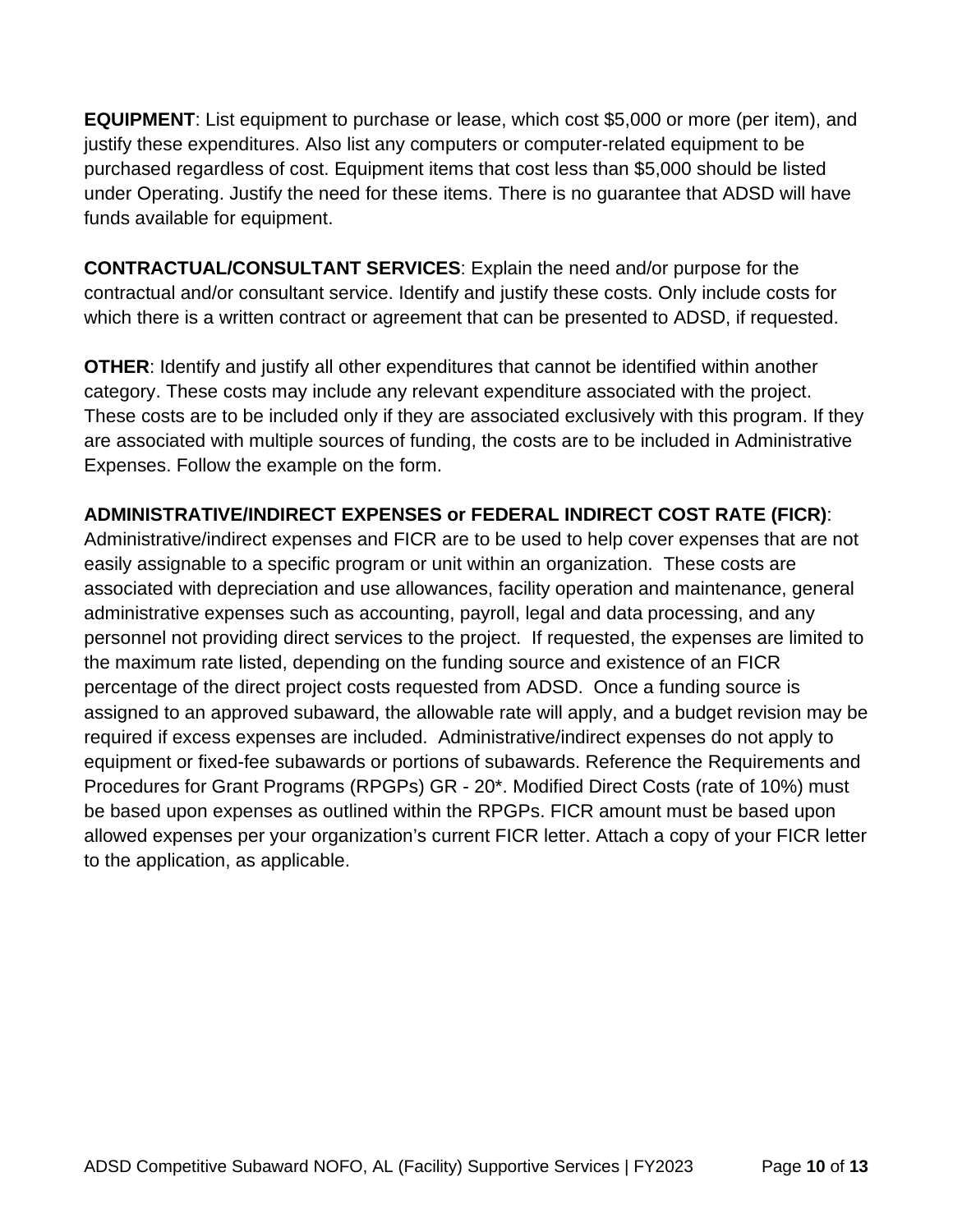**EQUIPMENT**: List equipment to purchase or lease, which cost $5,000 or more (per item), and justify these expenditures. Also list any computers or computer-related equipment to be purchased regardless of cost. Equipment items that cost less than $5,000 should be listed under Operating. Justify the need for these items. There is no guarantee that ADSD will have funds available for equipment.

**CONTRACTUAL/CONSULTANT SERVICES**: Explain the need and/or purpose for the contractual and/or consultant service. Identify and justify these costs. Only include costs for which there is a written contract or agreement that can be presented to ADSD, if requested.

**OTHER**: Identify and justify all other expenditures that cannot be identified within another category. These costs may include any relevant expenditure associated with the project. These costs are to be included only if they are associated exclusively with this program. If they are associated with multiple sources of funding, the costs are to be included in Administrative Expenses. Follow the example on the form.

**ADMINISTRATIVE/INDIRECT EXPENSES or FEDERAL INDIRECT COST RATE (FICR)**: Administrative/indirect expenses and FICR are to be used to help cover expenses that are not easily assignable to a specific program or unit within an organization. These costs are associated with depreciation and use allowances, facility operation and maintenance, general administrative expenses such as accounting, payroll, legal and data processing, and any personnel not providing direct services to the project. If requested, the expenses are limited to the maximum rate listed, depending on the funding source and existence of an FICR percentage of the direct project costs requested from ADSD. Once a funding source is assigned to an approved subaward, the allowable rate will apply, and a budget revision may be required if excess expenses are included. Administrative/indirect expenses do not apply to equipment or fixed-fee subawards or portions of subawards. Reference the Requirements and Procedures for Grant Programs (RPGPs) GR - 20*. Modified Direct Costs (rate of 10%) must be based upon expenses as outlined within the RPGPs. FICR amount must be based upon allowed expenses per your organization's current FICR letter. Attach a copy of your FICR letter to the application, as applicable.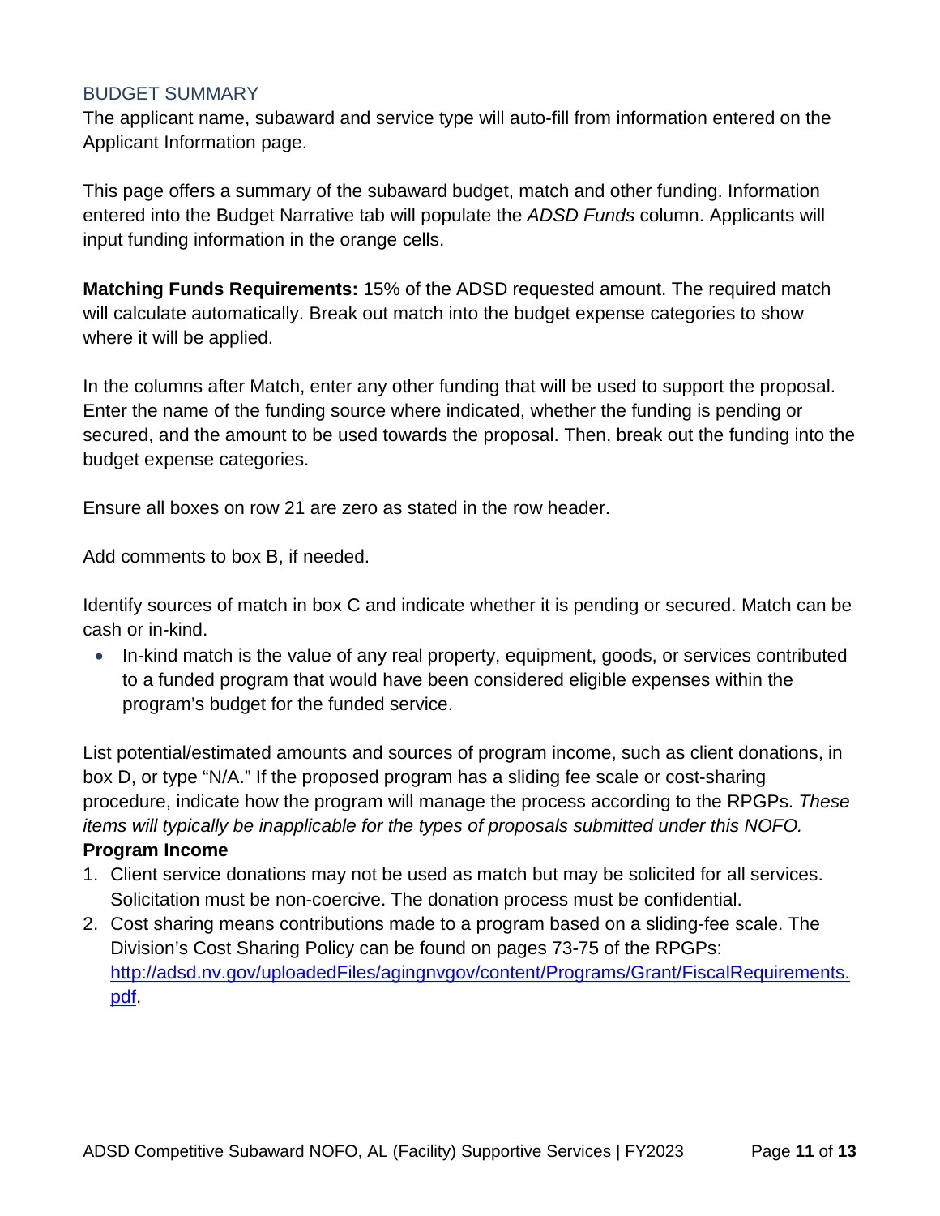## BUDGET SUMMARY

The applicant name, subaward and service type will auto-fill from information entered on the Applicant Information page.

This page offers a summary of the subaward budget, match and other funding. Information entered into the Budget Narrative tab will populate the *ADSD Funds* column. Applicants will input funding information in the orange cells.

**Matching Funds Requirements:** 15% of the ADSD requested amount. The required match will calculate automatically. Break out match into the budget expense categories to show where it will be applied.

In the columns after Match, enter any other funding that will be used to support the proposal. Enter the name of the funding source where indicated, whether the funding is pending or secured, and the amount to be used towards the proposal. Then, break out the funding into the budget expense categories.

Ensure all boxes on row 21 are zero as stated in the row header.

Add comments to box B, if needed.

Identify sources of match in box C and indicate whether it is pending or secured. Match can be cash or in-kind.

- In-kind match is the value of any real property, equipment, goods, or services contributed to a funded program that would have been considered eligible expenses within the program's budget for the funded service.

List potential/estimated amounts and sources of program income, such as client donations, in box D, or type "N/A." If the proposed program has a sliding fee scale or cost-sharing procedure, indicate how the program will manage the process according to the RPGPs. *These items will typically be inapplicable for the types of proposals submitted under this NOFO.*

**Program Income**

1. Client service donations may not be used as match but may be solicited for all services. Solicitation must be non-coercive. The donation process must be confidential.
2. Cost sharing means contributions made to a program based on a sliding-fee scale. The Division's Cost Sharing Policy can be found on pages 73-75 of the RPGPs: [http://adsd.nv.gov/uploadedFiles/agingnvgov/content/Programs/Grant/FiscalRequirements.pdf](http://adsd.nv.gov/uploadedFiles/agingnvgov/content/Programs/Grant/FiscalRequirements.pdf).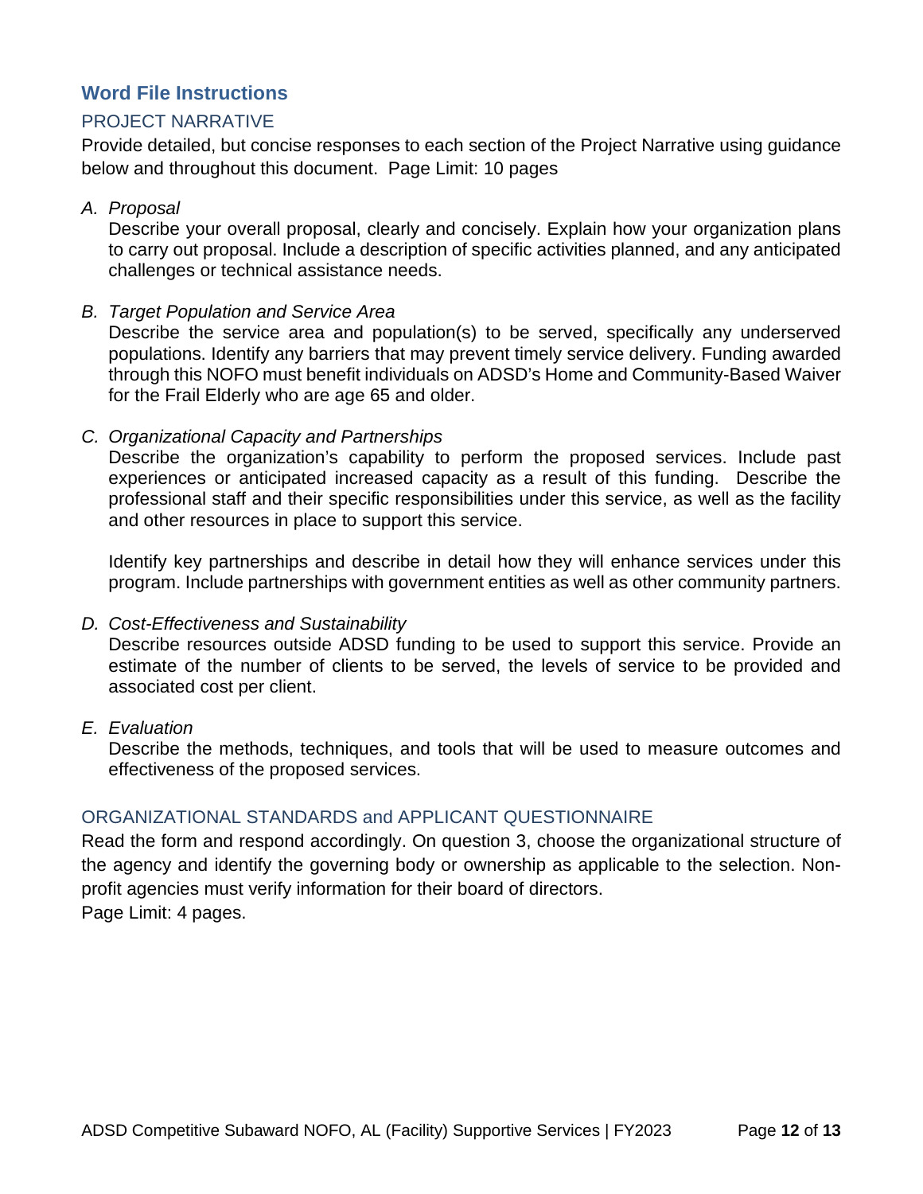## Word File Instructions

### PROJECT NARRATIVE

Provide detailed, but concise responses to each section of the Project Narrative using guidance below and throughout this document. Page Limit: 10 pages

A. *Proposal*

   Describe your overall proposal, clearly and concisely. Explain how your organization plans to carry out proposal. Include a description of specific activities planned, and any anticipated challenges or technical assistance needs.

B. *Target Population and Service Area*

   Describe the service area and population(s) to be served, specifically any underserved populations. Identify any barriers that may prevent timely service delivery. Funding awarded through this NOFO must benefit individuals on ADSD's Home and Community-Based Waiver for the Frail Elderly who are age 65 and older.

C. *Organizational Capacity and Partnerships*

   Describe the organization's capability to perform the proposed services. Include past experiences or anticipated increased capacity as a result of this funding. Describe the professional staff and their specific responsibilities under this service, as well as the facility and other resources in place to support this service.

   Identify key partnerships and describe in detail how they will enhance services under this program. Include partnerships with government entities as well as other community partners.

D. *Cost-Effectiveness and Sustainability*

   Describe resources outside ADSD funding to be used to support this service. Provide an estimate of the number of clients to be served, the levels of service to be provided and associated cost per client.

E. *Evaluation*

   Describe the methods, techniques, and tools that will be used to measure outcomes and effectiveness of the proposed services.

### ORGANIZATIONAL STANDARDS and APPLICANT QUESTIONNAIRE

Read the form and respond accordingly. On question 3, choose the organizational structure of the agency and identify the governing body or ownership as applicable to the selection. Non-profit agencies must verify information for their board of directors.
Page Limit: 4 pages.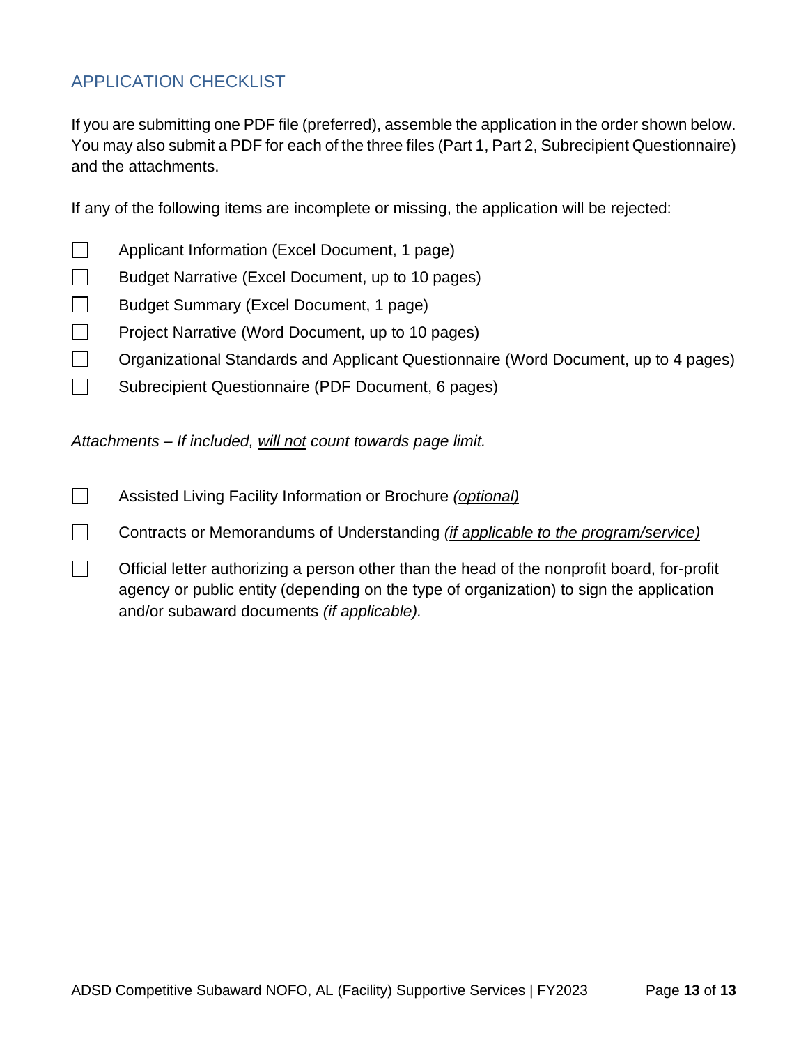## APPLICATION CHECKLIST

If you are submitting one PDF file (preferred), assemble the application in the order shown below. You may also submit a PDF for each of the three files (Part 1, Part 2, Subrecipient Questionnaire) and the attachments.

If any of the following items are incomplete or missing, the application will be rejected:

- [ ] Applicant Information (Excel Document, 1 page)
- [ ] Budget Narrative (Excel Document, up to 10 pages)
- [ ] Budget Summary (Excel Document, 1 page)
- [ ] Project Narrative (Word Document, up to 10 pages)
- [ ] Organizational Standards and Applicant Questionnaire (Word Document, up to 4 pages)
- [ ] Subrecipient Questionnaire (PDF Document, 6 pages)

*Attachments – If included, <u>will not</u> count towards page limit.*

- [ ] Assisted Living Facility Information or Brochure *(<u>optional</u>)*
- [ ] Contracts or Memorandums of Understanding *(<u>if applicable to the program/service</u>)*
- [ ] Official letter authorizing a person other than the head of the nonprofit board, for-profit agency or public entity (depending on the type of organization) to sign the application and/or subaward documents *(<u>if applicable</u>).*